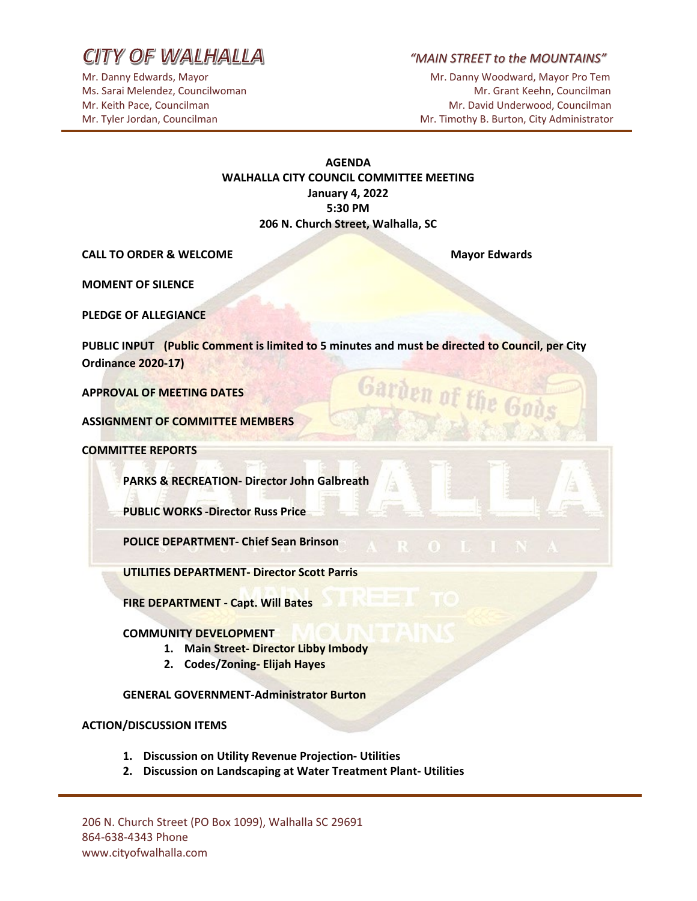# CITY OF WALHALLA

*"MAIN STREET to the MOUNTAINS"*

Mr. Danny Edwards, Mayor
Ms. Sarai Melendez, Councilwoman
Mr. Keith Pace, Councilman
Mr. Tyler Jordan, Councilman

Mr. Danny Woodward, Mayor Pro Tem
Mr. Grant Keehn, Councilman
Mr. David Underwood, Councilman
Mr. Timothy B. Burton, City Administrator

**AGENDA**
**WALHALLA CITY COUNCIL COMMITTEE MEETING**
**January 4, 2022**
**5:30 PM**
**206 N. Church Street, Walhalla, SC**

**CALL TO ORDER & WELCOME** — **Mayor Edwards**

**MOMENT OF SILENCE**

**PLEDGE OF ALLEGIANCE**

**PUBLIC INPUT (Public Comment is limited to 5 minutes and must be directed to Council, per City Ordinance 2020-17)**

**APPROVAL OF MEETING DATES**

**ASSIGNMENT OF COMMITTEE MEMBERS**

**COMMITTEE REPORTS**

- **PARKS & RECREATION- Director John Galbreath**
- **PUBLIC WORKS -Director Russ Price**
- **POLICE DEPARTMENT- Chief Sean Brinson**
- **UTILITIES DEPARTMENT- Director Scott Parris**
- **FIRE DEPARTMENT - Capt. Will Bates**
- **COMMUNITY DEVELOPMENT**
  1. **Main Street- Director Libby Imbody**
  2. **Codes/Zoning- Elijah Hayes**
- **GENERAL GOVERNMENT-Administrator Burton**

**ACTION/DISCUSSION ITEMS**

1. **Discussion on Utility Revenue Projection- Utilities**
2. **Discussion on Landscaping at Water Treatment Plant- Utilities**

206 N. Church Street (PO Box 1099), Walhalla SC 29691
864-638-4343 Phone
www.cityofwalhalla.com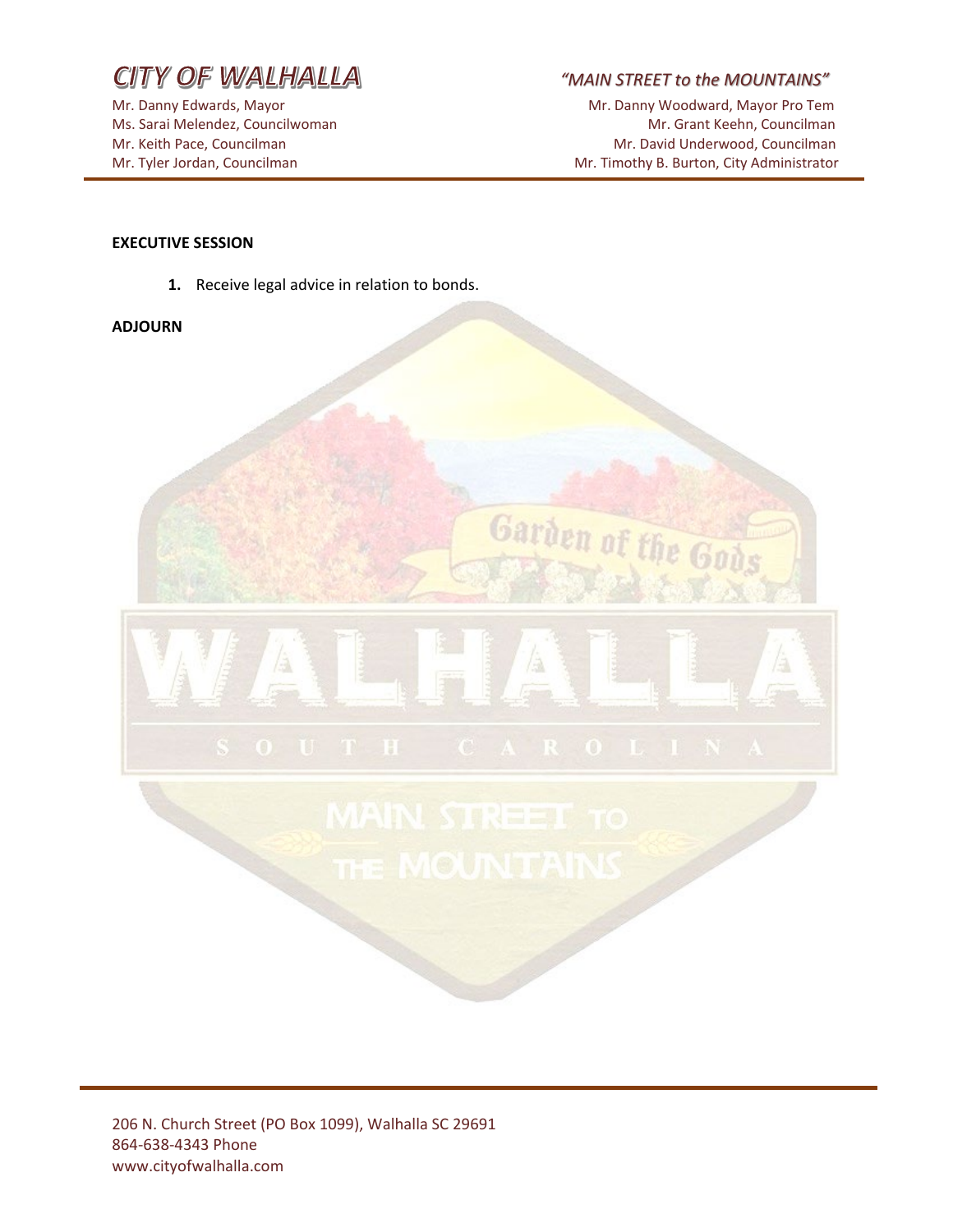# CITY OF WALHALLA

*"MAIN STREET to the MOUNTAINS"*

Mr. Danny Edwards, Mayor
Ms. Sarai Melendez, Councilwoman
Mr. Keith Pace, Councilman
Mr. Tyler Jordan, Councilman

Mr. Danny Woodward, Mayor Pro Tem
Mr. Grant Keehn, Councilman
Mr. David Underwood, Councilman
Mr. Timothy B. Burton, City Administrator

**EXECUTIVE SESSION**

1. Receive legal advice in relation to bonds.

**ADJOURN**

206 N. Church Street (PO Box 1099), Walhalla SC 29691
864-638-4343 Phone
www.cityofwalhalla.com